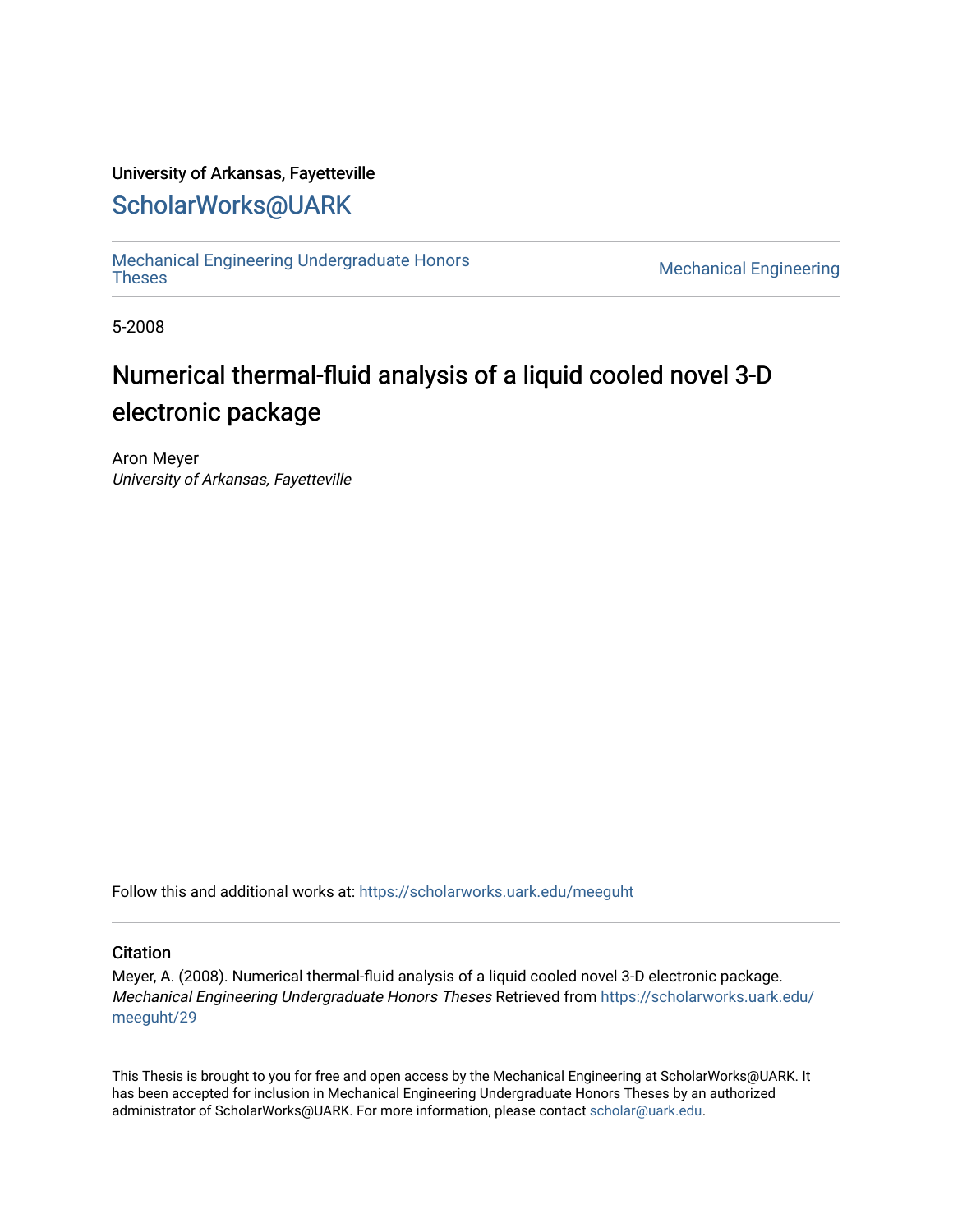University of Arkansas, Fayetteville

# ScholarWorks@UARK

Mechanical Engineering Undergraduate Honors Theses | Mechanical Engineering

5-2008

# Numerical thermal-fluid analysis of a liquid cooled novel 3-D electronic package

Aron Meyer
*University of Arkansas, Fayetteville*

Follow this and additional works at: https://scholarworks.uark.edu/meeguht

## Citation

Meyer, A. (2008). Numerical thermal-fluid analysis of a liquid cooled novel 3-D electronic package. *Mechanical Engineering Undergraduate Honors Theses* Retrieved from https://scholarworks.uark.edu/meeguht/29

This Thesis is brought to you for free and open access by the Mechanical Engineering at ScholarWorks@UARK. It has been accepted for inclusion in Mechanical Engineering Undergraduate Honors Theses by an authorized administrator of ScholarWorks@UARK. For more information, please contact scholar@uark.edu.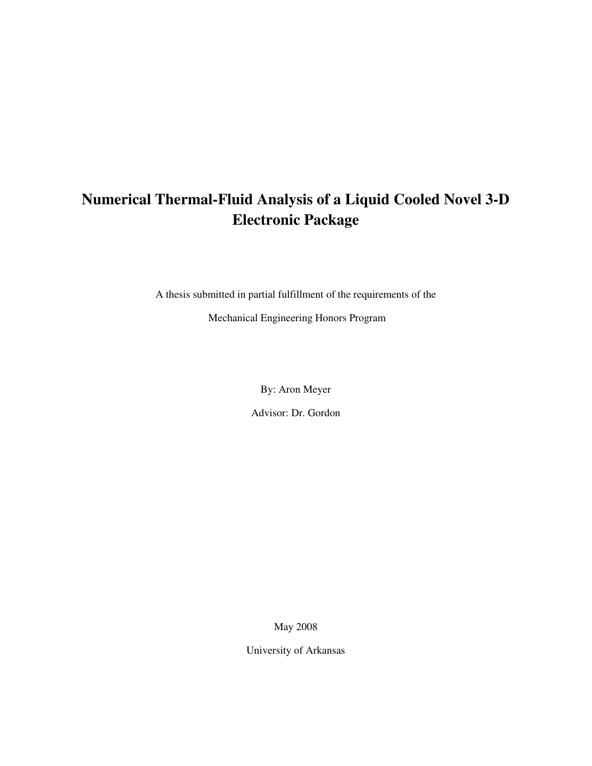# Numerical Thermal-Fluid Analysis of a Liquid Cooled Novel 3-D Electronic Package

A thesis submitted in partial fulfillment of the requirements of the

Mechanical Engineering Honors Program

By: Aron Meyer

Advisor: Dr. Gordon

May 2008

University of Arkansas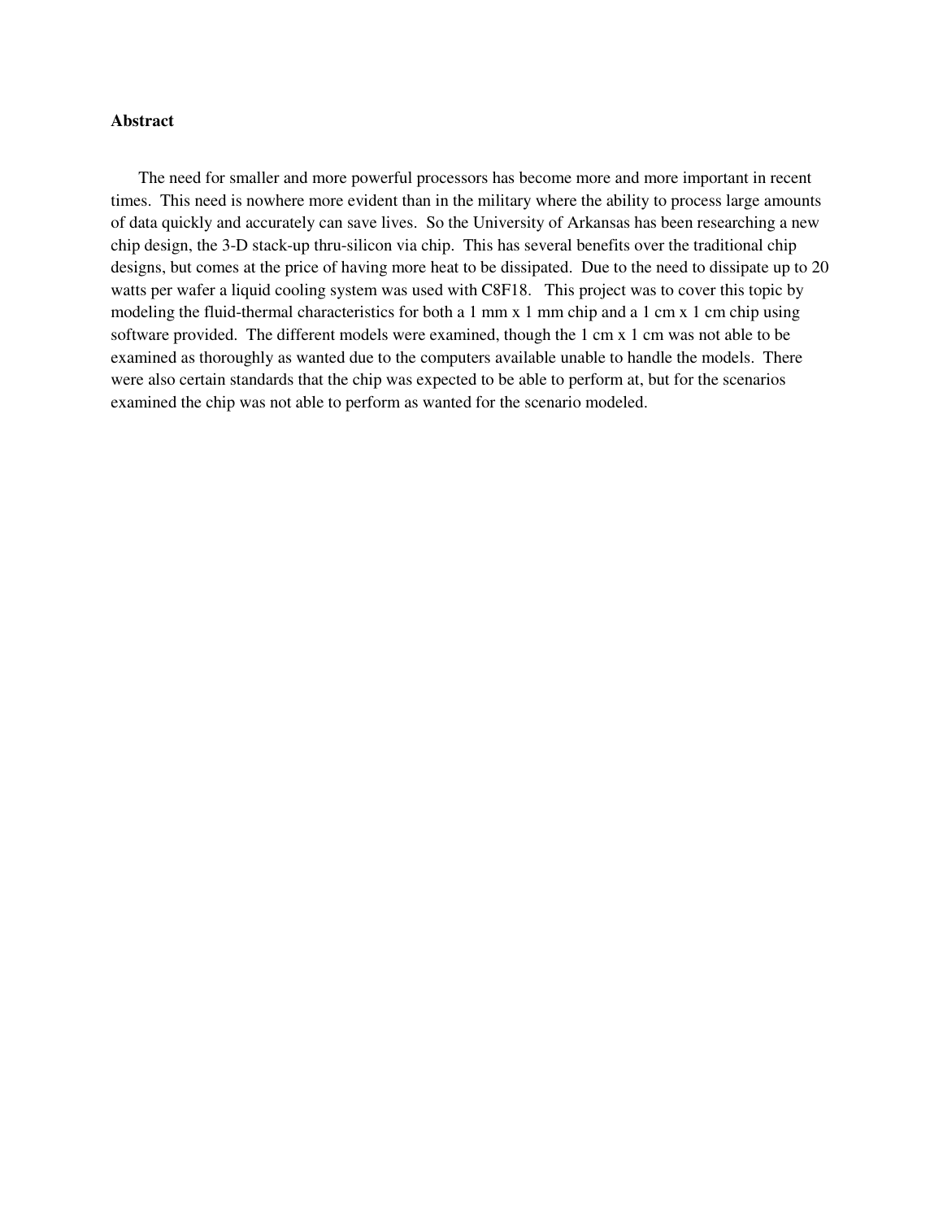**Abstract**

The need for smaller and more powerful processors has become more and more important in recent times. This need is nowhere more evident than in the military where the ability to process large amounts of data quickly and accurately can save lives. So the University of Arkansas has been researching a new chip design, the 3-D stack-up thru-silicon via chip. This has several benefits over the traditional chip designs, but comes at the price of having more heat to be dissipated. Due to the need to dissipate up to 20 watts per wafer a liquid cooling system was used with C8F18. This project was to cover this topic by modeling the fluid-thermal characteristics for both a 1 mm x 1 mm chip and a 1 cm x 1 cm chip using software provided. The different models were examined, though the 1 cm x 1 cm was not able to be examined as thoroughly as wanted due to the computers available unable to handle the models. There were also certain standards that the chip was expected to be able to perform at, but for the scenarios examined the chip was not able to perform as wanted for the scenario modeled.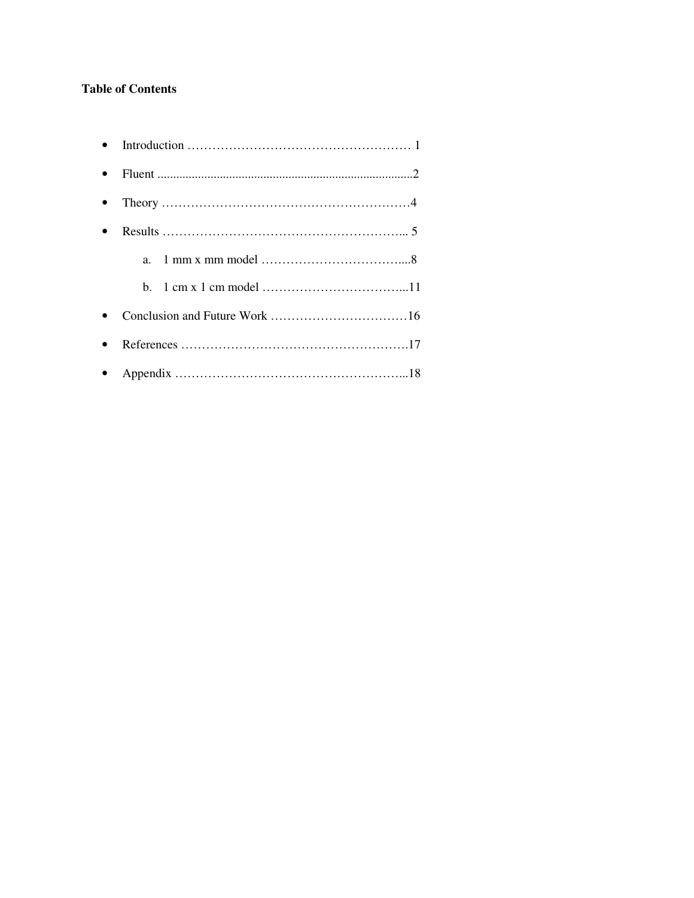**Table of Contents**

- Introduction ……………………………………………… 1
- Fluent ...................................................................................2
- Theory ……………………………………………………4
- Results …………………………………………………... 5
  - a. 1 mm x mm model ……………………………....8
  - b. 1 cm x 1 cm model ……………………………...11
- Conclusion and Future Work ……………………………16
- References ……………………………………………….17
- Appendix ………………………………………………...18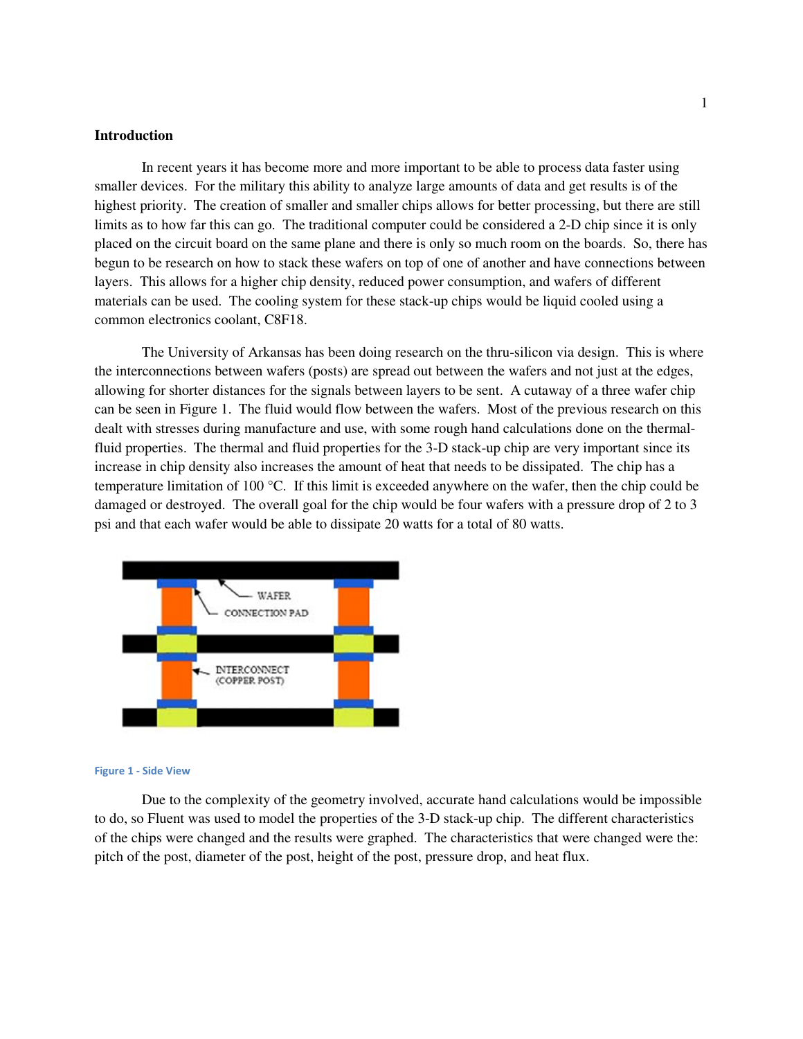## Introduction

In recent years it has become more and more important to be able to process data faster using smaller devices. For the military this ability to analyze large amounts of data and get results is of the highest priority. The creation of smaller and smaller chips allows for better processing, but there are still limits as to how far this can go. The traditional computer could be considered a 2-D chip since it is only placed on the circuit board on the same plane and there is only so much room on the boards. So, there has begun to be research on how to stack these wafers on top of one of another and have connections between layers. This allows for a higher chip density, reduced power consumption, and wafers of different materials can be used. The cooling system for these stack-up chips would be liquid cooled using a common electronics coolant, $C_8F_{18}$.

The University of Arkansas has been doing research on the thru-silicon via design. This is where the interconnections between wafers (posts) are spread out between the wafers and not just at the edges, allowing for shorter distances for the signals between layers to be sent. A cutaway of a three wafer chip can be seen in Figure 1. The fluid would flow between the wafers. Most of the previous research on this dealt with stresses during manufacture and use, with some rough hand calculations done on the thermal-fluid properties. The thermal and fluid properties for the 3-D stack-up chip are very important since its increase in chip density also increases the amount of heat that needs to be dissipated. The chip has a temperature limitation of 100 °C. If this limit is exceeded anywhere on the wafer, then the chip could be damaged or destroyed. The overall goal for the chip would be four wafers with a pressure drop of 2 to 3 psi and that each wafer would be able to dissipate 20 watts for a total of 80 watts.

Figure 1 - Side View

Due to the complexity of the geometry involved, accurate hand calculations would be impossible to do, so Fluent was used to model the properties of the 3-D stack-up chip. The different characteristics of the chips were changed and the results were graphed. The characteristics that were changed were the: pitch of the post, diameter of the post, height of the post, pressure drop, and heat flux.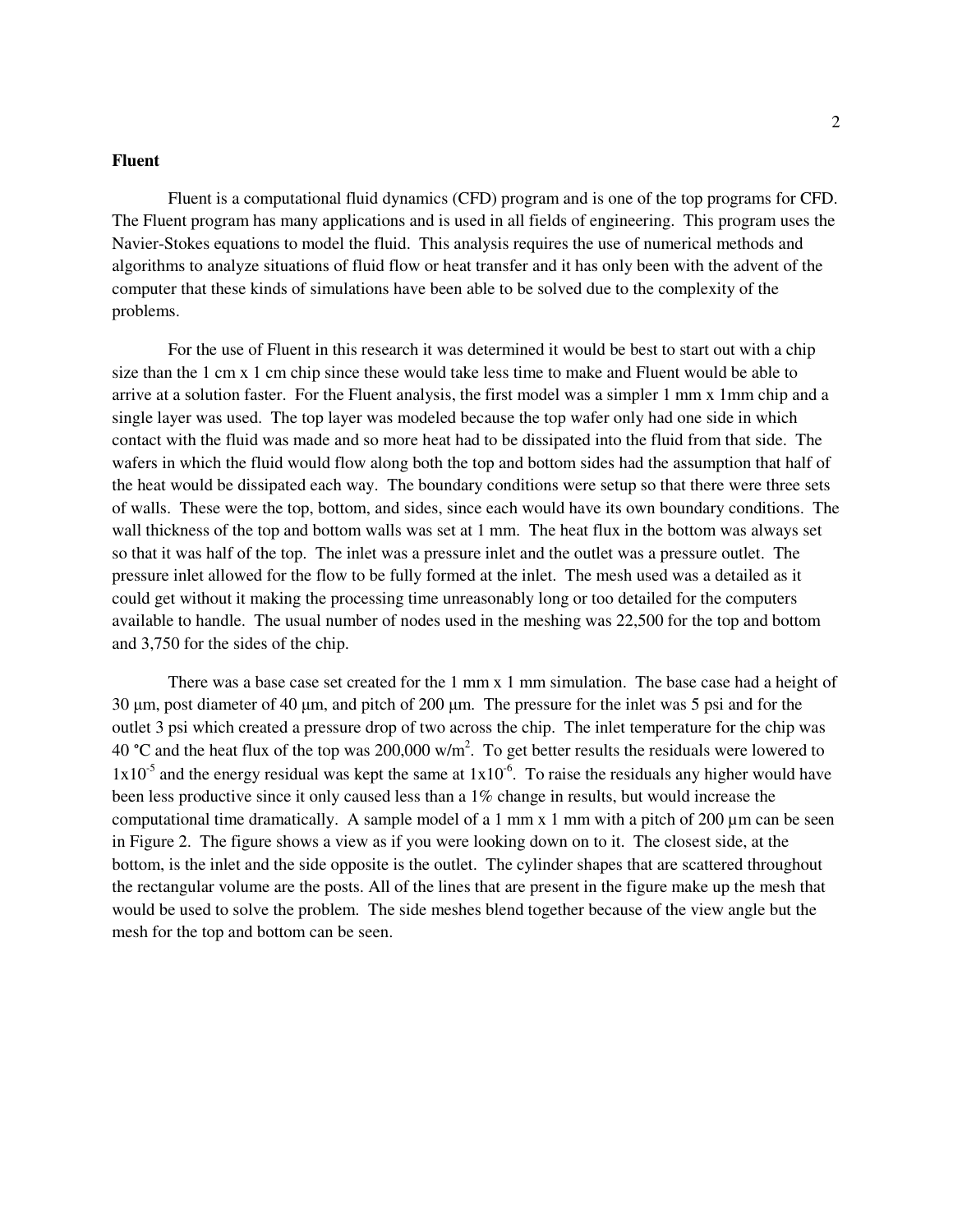## Fluent

Fluent is a computational fluid dynamics (CFD) program and is one of the top programs for CFD. The Fluent program has many applications and is used in all fields of engineering. This program uses the Navier-Stokes equations to model the fluid. This analysis requires the use of numerical methods and algorithms to analyze situations of fluid flow or heat transfer and it has only been with the advent of the computer that these kinds of simulations have been able to be solved due to the complexity of the problems.

For the use of Fluent in this research it was determined it would be best to start out with a chip size than the 1 cm x 1 cm chip since these would take less time to make and Fluent would be able to arrive at a solution faster. For the Fluent analysis, the first model was a simpler 1 mm x 1mm chip and a single layer was used. The top layer was modeled because the top wafer only had one side in which contact with the fluid was made and so more heat had to be dissipated into the fluid from that side. The wafers in which the fluid would flow along both the top and bottom sides had the assumption that half of the heat would be dissipated each way. The boundary conditions were setup so that there were three sets of walls. These were the top, bottom, and sides, since each would have its own boundary conditions. The wall thickness of the top and bottom walls was set at 1 mm. The heat flux in the bottom was always set so that it was half of the top. The inlet was a pressure inlet and the outlet was a pressure outlet. The pressure inlet allowed for the flow to be fully formed at the inlet. The mesh used was a detailed as it could get without it making the processing time unreasonably long or too detailed for the computers available to handle. The usual number of nodes used in the meshing was 22,500 for the top and bottom and 3,750 for the sides of the chip.

There was a base case set created for the 1 mm x 1 mm simulation. The base case had a height of 30 µm, post diameter of 40 µm, and pitch of 200 µm. The pressure for the inlet was 5 psi and for the outlet 3 psi which created a pressure drop of two across the chip. The inlet temperature for the chip was 40 °C and the heat flux of the top was 200,000 w/m$^2$. To get better results the residuals were lowered to $1x10^{-5}$ and the energy residual was kept the same at $1x10^{-6}$. To raise the residuals any higher would have been less productive since it only caused less than a 1% change in results, but would increase the computational time dramatically. A sample model of a 1 mm x 1 mm with a pitch of 200 µm can be seen in Figure 2. The figure shows a view as if you were looking down on to it. The closest side, at the bottom, is the inlet and the side opposite is the outlet. The cylinder shapes that are scattered throughout the rectangular volume are the posts. All of the lines that are present in the figure make up the mesh that would be used to solve the problem. The side meshes blend together because of the view angle but the mesh for the top and bottom can be seen.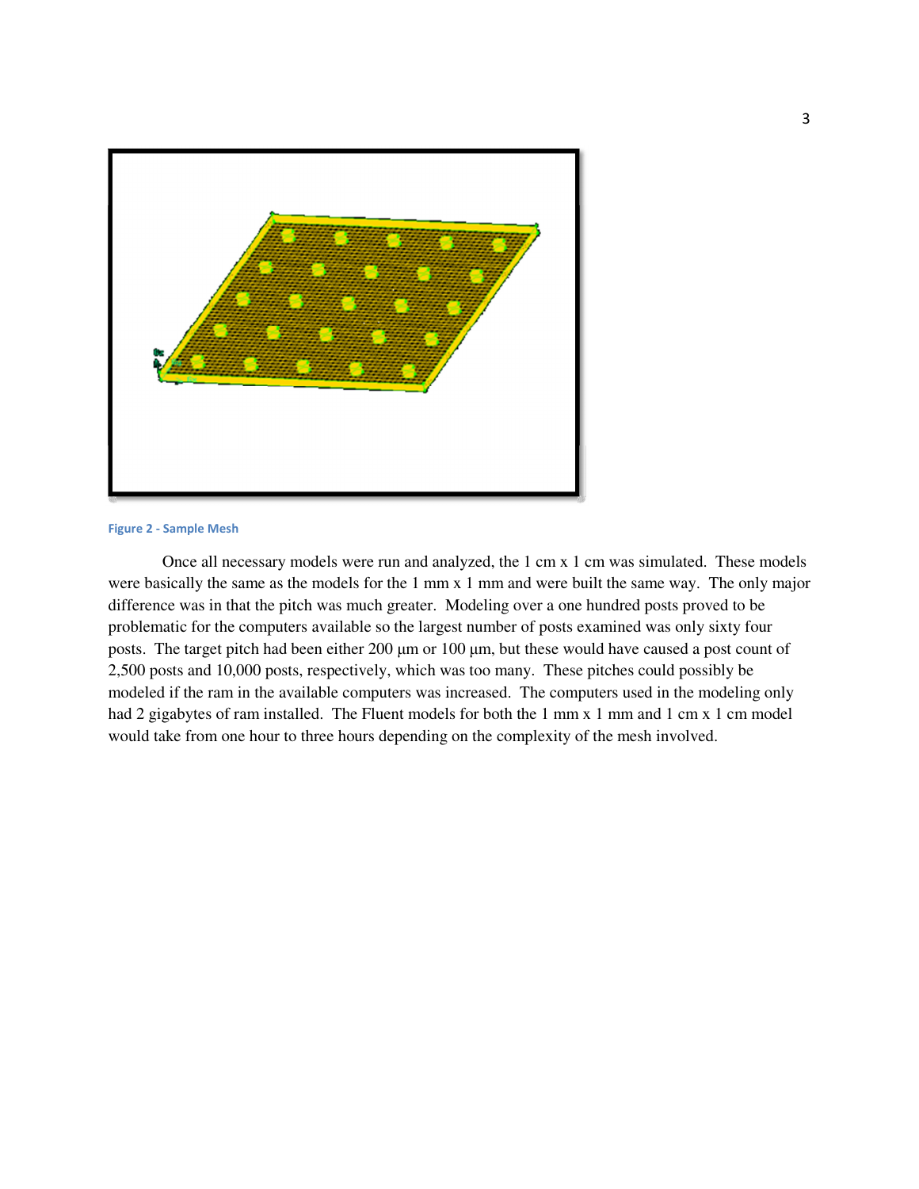Figure 2 - Sample Mesh

Once all necessary models were run and analyzed, the 1 cm x 1 cm was simulated. These models were basically the same as the models for the 1 mm x 1 mm and were built the same way. The only major difference was in that the pitch was much greater. Modeling over a one hundred posts proved to be problematic for the computers available so the largest number of posts examined was only sixty four posts. The target pitch had been either 200 µm or 100 µm, but these would have caused a post count of 2,500 posts and 10,000 posts, respectively, which was too many. These pitches could possibly be modeled if the ram in the available computers was increased. The computers used in the modeling only had 2 gigabytes of ram installed. The Fluent models for both the 1 mm x 1 mm and 1 cm x 1 cm model would take from one hour to three hours depending on the complexity of the mesh involved.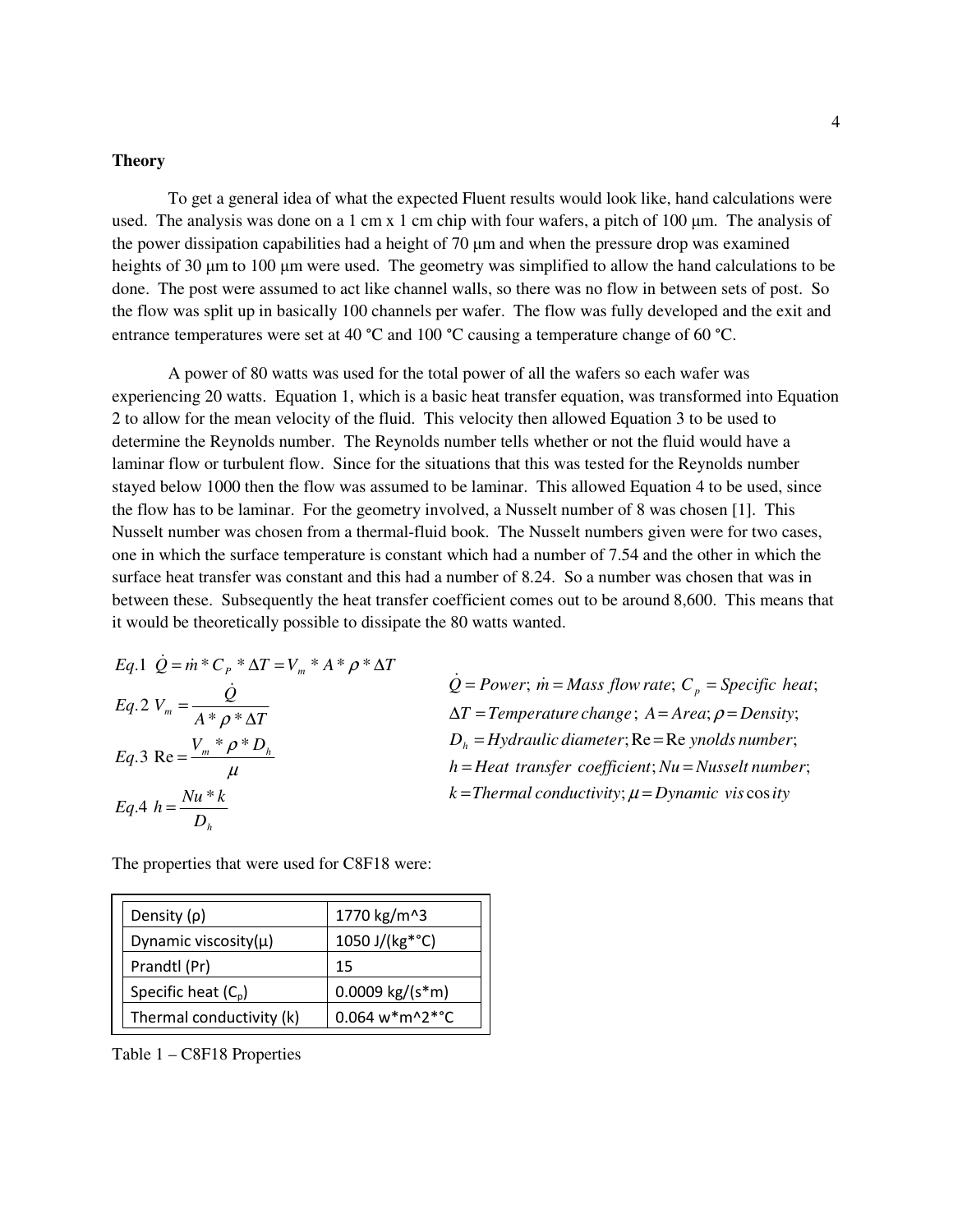## Theory

To get a general idea of what the expected Fluent results would look like, hand calculations were used. The analysis was done on a 1 cm x 1 cm chip with four wafers, a pitch of 100 µm. The analysis of the power dissipation capabilities had a height of 70 µm and when the pressure drop was examined heights of 30 µm to 100 µm were used. The geometry was simplified to allow the hand calculations to be done. The post were assumed to act like channel walls, so there was no flow in between sets of post. So the flow was split up in basically 100 channels per wafer. The flow was fully developed and the exit and entrance temperatures were set at 40 °C and 100 °C causing a temperature change of 60 °C.

A power of 80 watts was used for the total power of all the wafers so each wafer was experiencing 20 watts. Equation 1, which is a basic heat transfer equation, was transformed into Equation 2 to allow for the mean velocity of the fluid. This velocity then allowed Equation 3 to be used to determine the Reynolds number. The Reynolds number tells whether or not the fluid would have a laminar flow or turbulent flow. Since for the situations that this was tested for the Reynolds number stayed below 1000 then the flow was assumed to be laminar. This allowed Equation 4 to be used, since the flow has to be laminar. For the geometry involved, a Nusselt number of 8 was chosen [1]. This Nusselt number was chosen from a thermal-fluid book. The Nusselt numbers given were for two cases, one in which the surface temperature is constant which had a number of 7.54 and the other in which the surface heat transfer was constant and this had a number of 8.24. So a number was chosen that was in between these. Subsequently the heat transfer coefficient comes out to be around 8,600. This means that it would be theoretically possible to dissipate the 80 watts wanted.

$$Eq.1\ \ \dot{Q} = \dot{m} * C_P * \Delta T = V_m * A * \rho * \Delta T$$

$$Eq.2\ \ V_m = \frac{\dot{Q}}{A * \rho * \Delta T}$$

$$Eq.3\ \ \mathrm{Re} = \frac{V_m * \rho * D_h}{\mu}$$

$$Eq.4\ \ h = \frac{Nu * k}{D_h}$$

$\dot{Q} = Power$; $\dot{m} = Mass\ flow\ rate$; $C_p = Specific\ heat$;
$\Delta T = Temperature\ change$; $A = Area$; $\rho = Density$;
$D_h = Hydraulic\ diameter$; $\mathrm{Re} = \mathrm{Re}ynolds\ number$;
$h = Heat\ transfer\ coefficient$; $Nu = Nusselt\ number$;
$k = Thermal\ conductivity$; $\mu = Dynamic\ viscosity$

The properties that were used for C8F18 were:

| Density (ρ) | 1770 kg/m^3 |
|---|---|
| Dynamic viscosity(μ) | 1050 J/(kg*°C) |
| Prandtl (Pr) | 15 |
| Specific heat ($C_p$) | 0.0009 kg/(s*m) |
| Thermal conductivity (k) | 0.064 w*m^2*°C |

Table 1 – C8F18 Properties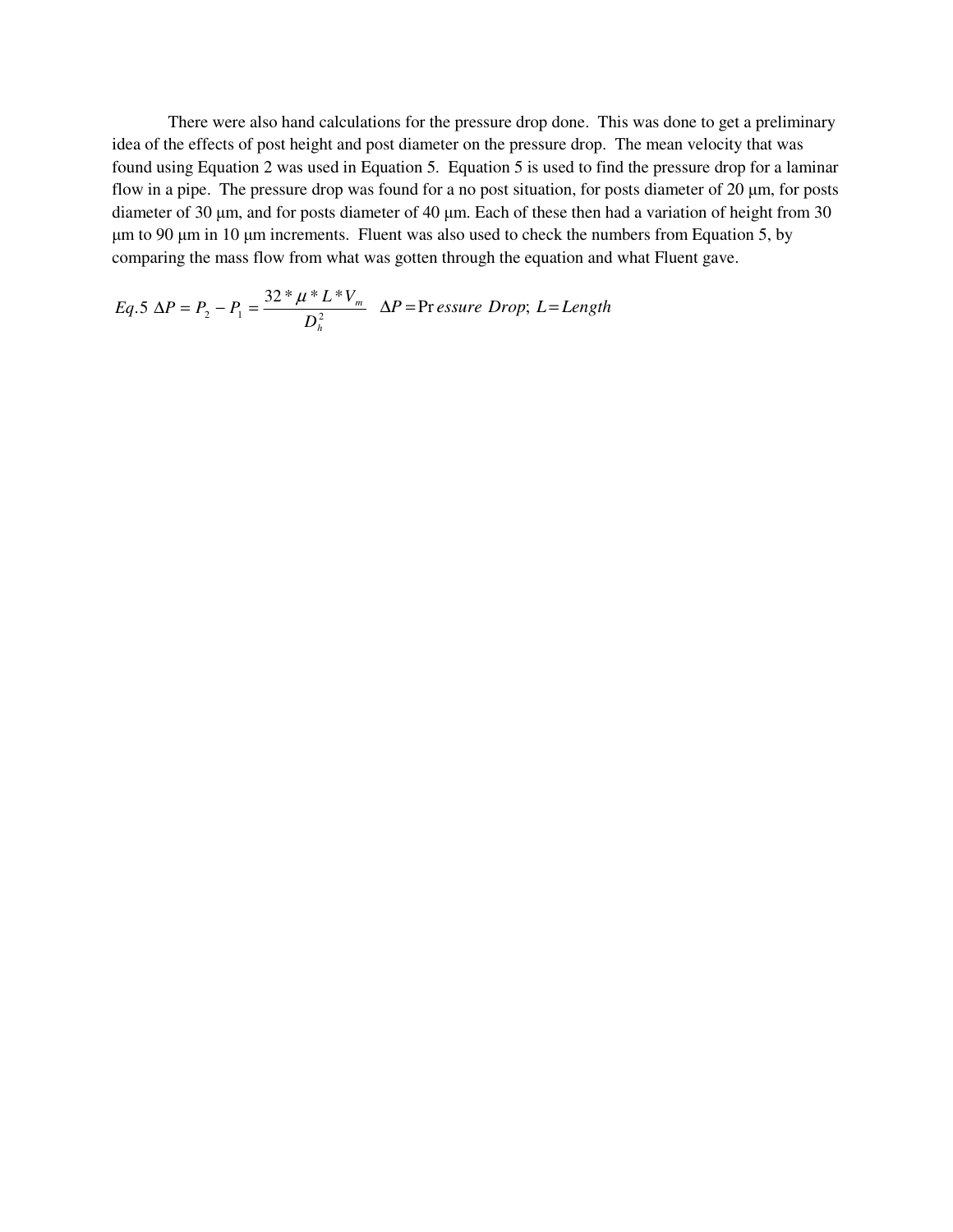There were also hand calculations for the pressure drop done. This was done to get a preliminary idea of the effects of post height and post diameter on the pressure drop. The mean velocity that was found using Equation 2 was used in Equation 5. Equation 5 is used to find the pressure drop for a laminar flow in a pipe. The pressure drop was found for a no post situation, for posts diameter of 20 μm, for posts diameter of 30 μm, and for posts diameter of 40 μm. Each of these then had a variation of height from 30 μm to 90 μm in 10 μm increments. Fluent was also used to check the numbers from Equation 5, by comparing the mass flow from what was gotten through the equation and what Fluent gave.

$$Eq.5\ \Delta P = P_2 - P_1 = \frac{32 * \mu * L * V_m}{D_h^2} \quad \Delta P = Pressure\ Drop;\ L = Length$$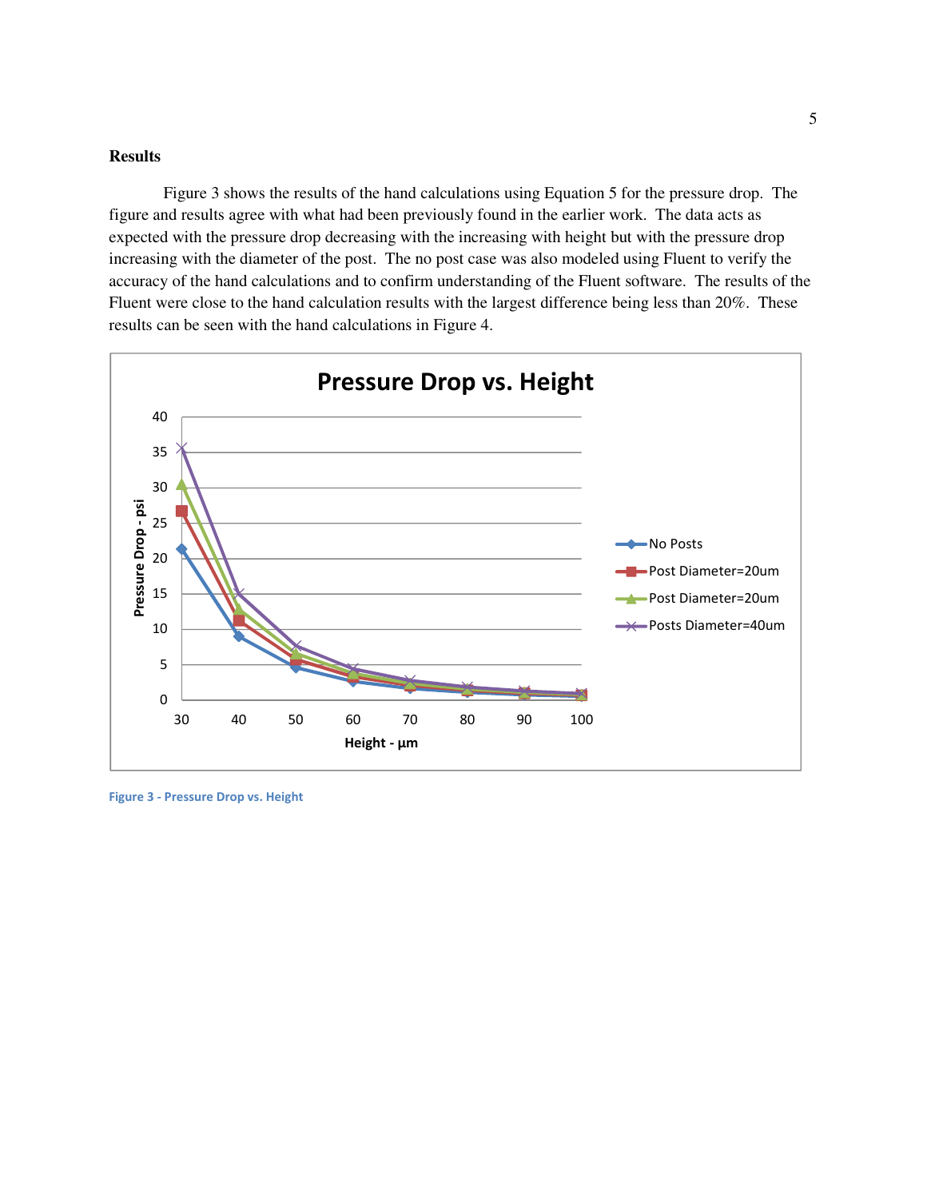## Results

Figure 3 shows the results of the hand calculations using Equation 5 for the pressure drop. The figure and results agree with what had been previously found in the earlier work. The data acts as expected with the pressure drop decreasing with the increasing with height but with the pressure drop increasing with the diameter of the post. The no post case was also modeled using Fluent to verify the accuracy of the hand calculations and to confirm understanding of the Fluent software. The results of the Fluent were close to the hand calculation results with the largest difference being less than 20%. These results can be seen with the hand calculations in Figure 4.

Figure 3 - Pressure Drop vs. Height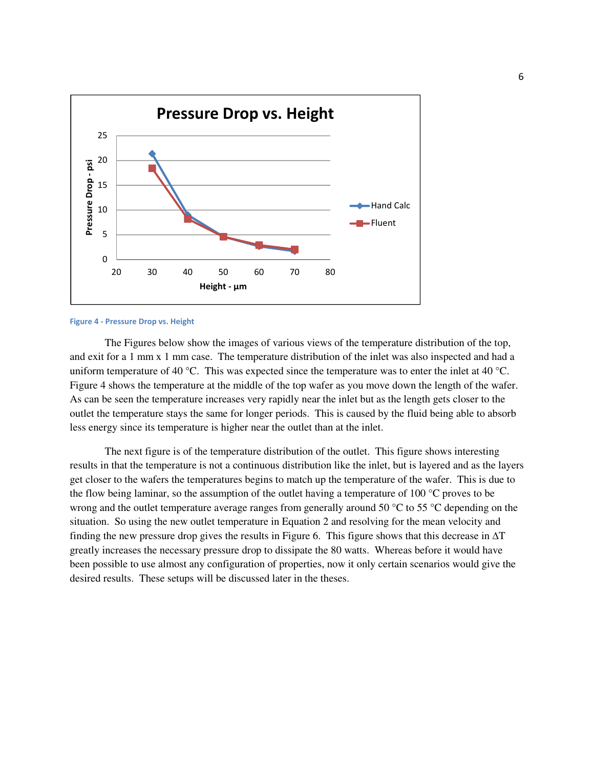Figure 4 - Pressure Drop vs. Height

The Figures below show the images of various views of the temperature distribution of the top, and exit for a 1 mm x 1 mm case. The temperature distribution of the inlet was also inspected and had a uniform temperature of 40 °C. This was expected since the temperature was to enter the inlet at 40 °C. Figure 4 shows the temperature at the middle of the top wafer as you move down the length of the wafer. As can be seen the temperature increases very rapidly near the inlet but as the length gets closer to the outlet the temperature stays the same for longer periods. This is caused by the fluid being able to absorb less energy since its temperature is higher near the outlet than at the inlet.

The next figure is of the temperature distribution of the outlet. This figure shows interesting results in that the temperature is not a continuous distribution like the inlet, but is layered and as the layers get closer to the wafers the temperatures begins to match up the temperature of the wafer. This is due to the flow being laminar, so the assumption of the outlet having a temperature of 100 °C proves to be wrong and the outlet temperature average ranges from generally around 50 °C to 55 °C depending on the situation. So using the new outlet temperature in Equation 2 and resolving for the mean velocity and finding the new pressure drop gives the results in Figure 6. This figure shows that this decrease in $\Delta T$ greatly increases the necessary pressure drop to dissipate the 80 watts. Whereas before it would have been possible to use almost any configuration of properties, now it only certain scenarios would give the desired results. These setups will be discussed later in the theses.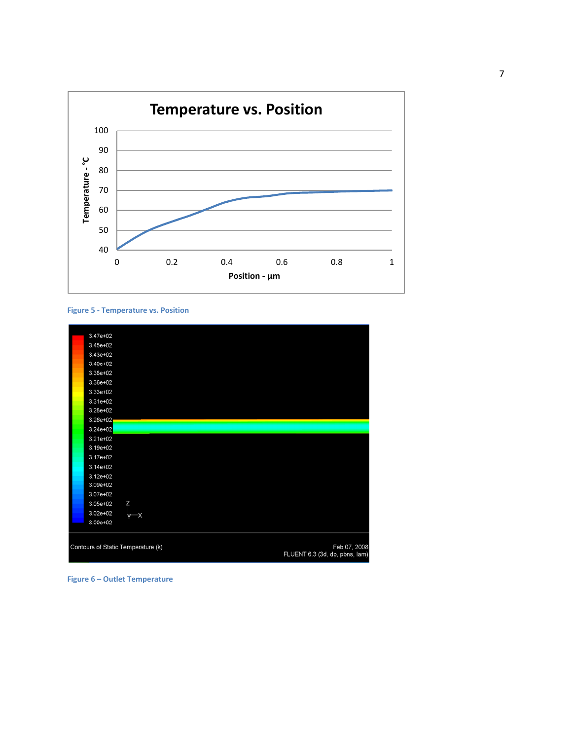Figure 5 - Temperature vs. Position

Figure 6 – Outlet Temperature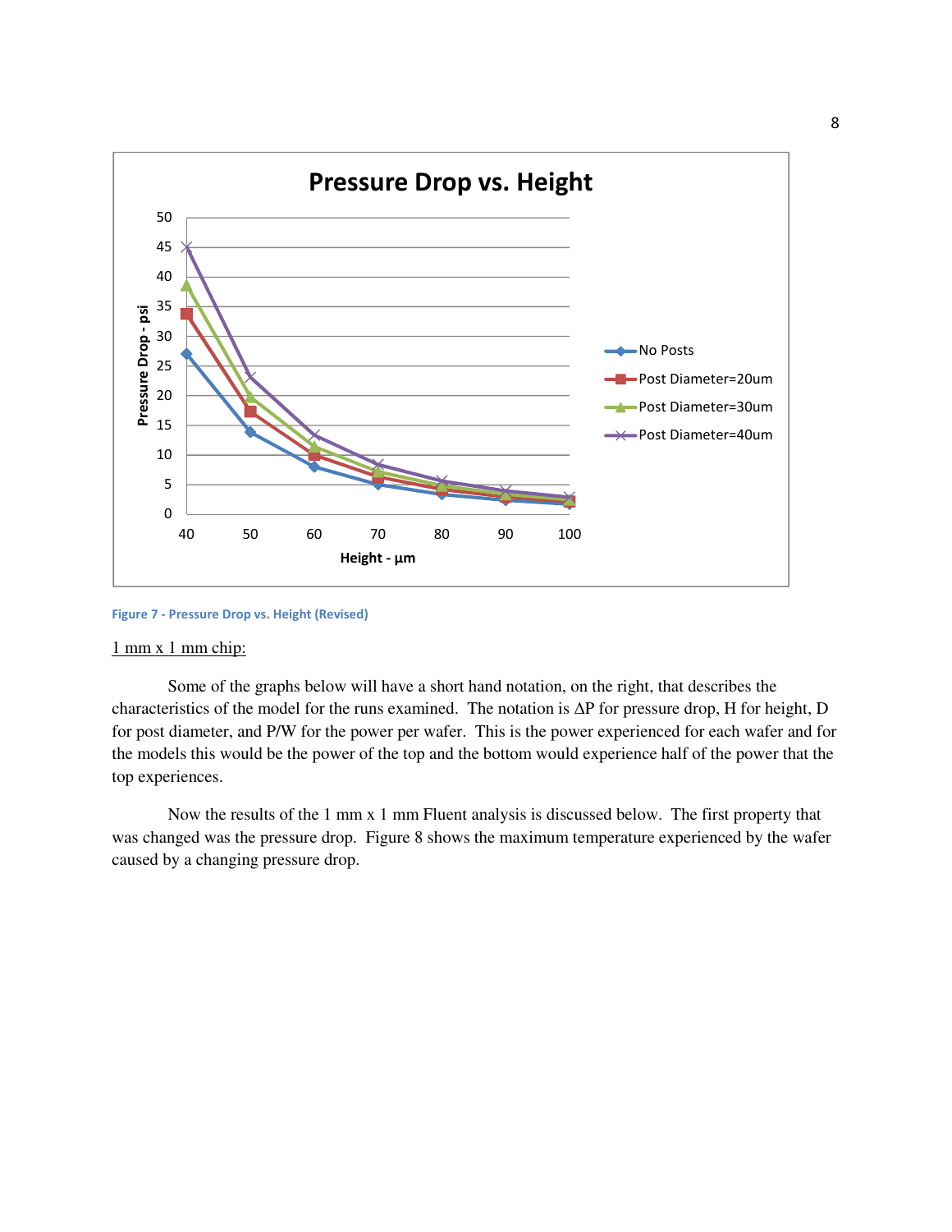Figure 7 - Pressure Drop vs. Height (Revised)

1 mm x 1 mm chip:

Some of the graphs below will have a short hand notation, on the right, that describes the characteristics of the model for the runs examined. The notation is ΔP for pressure drop, H for height, D for post diameter, and P/W for the power per wafer. This is the power experienced for each wafer and for the models this would be the power of the top and the bottom would experience half of the power that the top experiences.

Now the results of the 1 mm x 1 mm Fluent analysis is discussed below. The first property that was changed was the pressure drop. Figure 8 shows the maximum temperature experienced by the wafer caused by a changing pressure drop.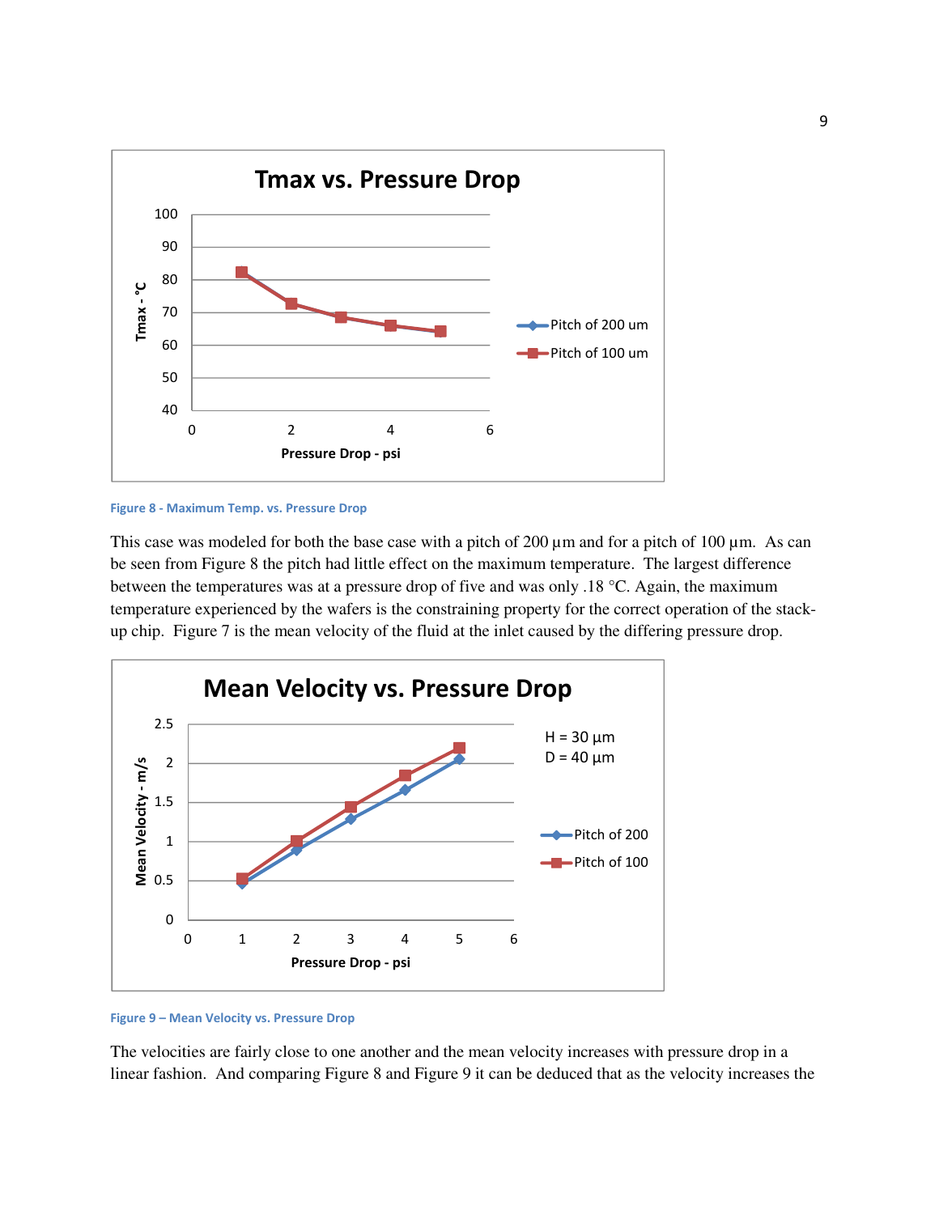Figure 8 - Maximum Temp. vs. Pressure Drop

This case was modeled for both the base case with a pitch of 200 µm and for a pitch of 100 µm. As can be seen from Figure 8 the pitch had little effect on the maximum temperature. The largest difference between the temperatures was at a pressure drop of five and was only .18 °C. Again, the maximum temperature experienced by the wafers is the constraining property for the correct operation of the stack-up chip. Figure 7 is the mean velocity of the fluid at the inlet caused by the differing pressure drop.

Figure 9 – Mean Velocity vs. Pressure Drop

The velocities are fairly close to one another and the mean velocity increases with pressure drop in a linear fashion. And comparing Figure 8 and Figure 9 it can be deduced that as the velocity increases the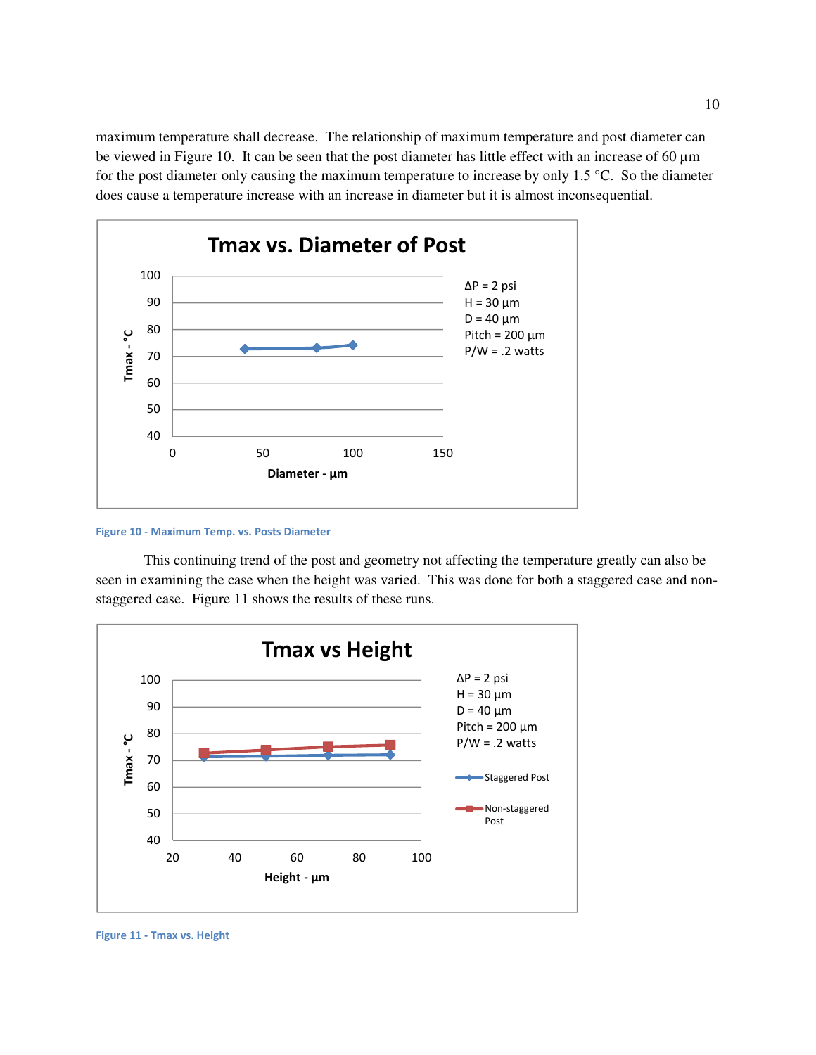maximum temperature shall decrease. The relationship of maximum temperature and post diameter can be viewed in Figure 10. It can be seen that the post diameter has little effect with an increase of 60 µm for the post diameter only causing the maximum temperature to increase by only 1.5 °C. So the diameter does cause a temperature increase with an increase in diameter but it is almost inconsequential.

Figure 10 - Maximum Temp. vs. Posts Diameter

This continuing trend of the post and geometry not affecting the temperature greatly can also be seen in examining the case when the height was varied. This was done for both a staggered case and non-staggered case. Figure 11 shows the results of these runs.

Figure 11 - Tmax vs. Height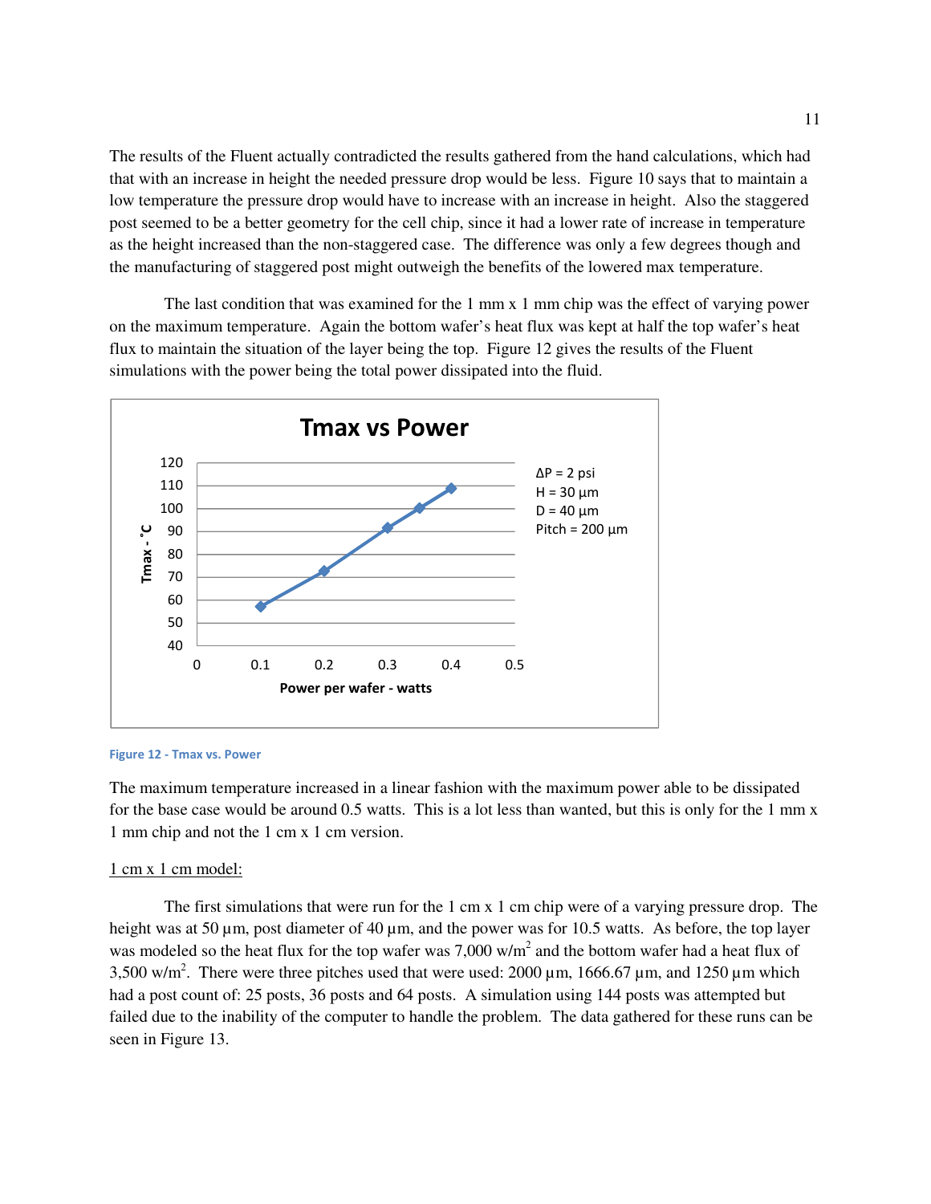The results of the Fluent actually contradicted the results gathered from the hand calculations, which had that with an increase in height the needed pressure drop would be less. Figure 10 says that to maintain a low temperature the pressure drop would have to increase with an increase in height. Also the staggered post seemed to be a better geometry for the cell chip, since it had a lower rate of increase in temperature as the height increased than the non-staggered case. The difference was only a few degrees though and the manufacturing of staggered post might outweigh the benefits of the lowered max temperature.

The last condition that was examined for the 1 mm x 1 mm chip was the effect of varying power on the maximum temperature. Again the bottom wafer's heat flux was kept at half the top wafer's heat flux to maintain the situation of the layer being the top. Figure 12 gives the results of the Fluent simulations with the power being the total power dissipated into the fluid.

Figure 12 - Tmax vs. Power

The maximum temperature increased in a linear fashion with the maximum power able to be dissipated for the base case would be around 0.5 watts. This is a lot less than wanted, but this is only for the 1 mm x 1 mm chip and not the 1 cm x 1 cm version.

1 cm x 1 cm model:

The first simulations that were run for the 1 cm x 1 cm chip were of a varying pressure drop. The height was at 50 µm, post diameter of 40 µm, and the power was for 10.5 watts. As before, the top layer was modeled so the heat flux for the top wafer was 7,000 $w/m^2$ and the bottom wafer had a heat flux of 3,500 $w/m^2$. There were three pitches used that were used: 2000 µm, 1666.67 µm, and 1250 µm which had a post count of: 25 posts, 36 posts and 64 posts. A simulation using 144 posts was attempted but failed due to the inability of the computer to handle the problem. The data gathered for these runs can be seen in Figure 13.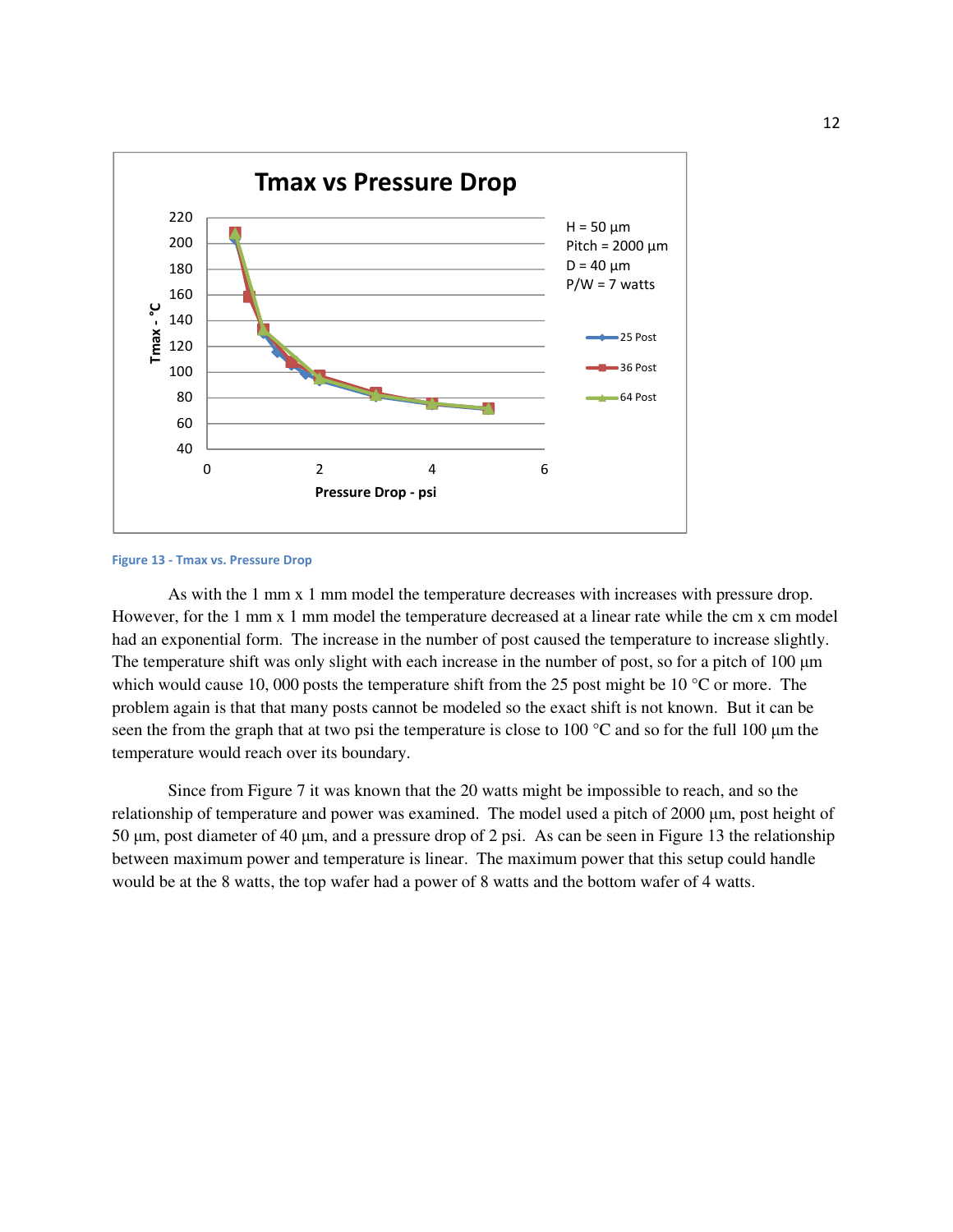Figure 13 - Tmax vs. Pressure Drop

As with the 1 mm x 1 mm model the temperature decreases with increases with pressure drop. However, for the 1 mm x 1 mm model the temperature decreased at a linear rate while the cm x cm model had an exponential form. The increase in the number of post caused the temperature to increase slightly. The temperature shift was only slight with each increase in the number of post, so for a pitch of 100 µm which would cause 10, 000 posts the temperature shift from the 25 post might be 10 °C or more. The problem again is that that many posts cannot be modeled so the exact shift is not known. But it can be seen the from the graph that at two psi the temperature is close to 100 °C and so for the full 100 µm the temperature would reach over its boundary.

Since from Figure 7 it was known that the 20 watts might be impossible to reach, and so the relationship of temperature and power was examined. The model used a pitch of 2000 µm, post height of 50 µm, post diameter of 40 µm, and a pressure drop of 2 psi. As can be seen in Figure 13 the relationship between maximum power and temperature is linear. The maximum power that this setup could handle would be at the 8 watts, the top wafer had a power of 8 watts and the bottom wafer of 4 watts.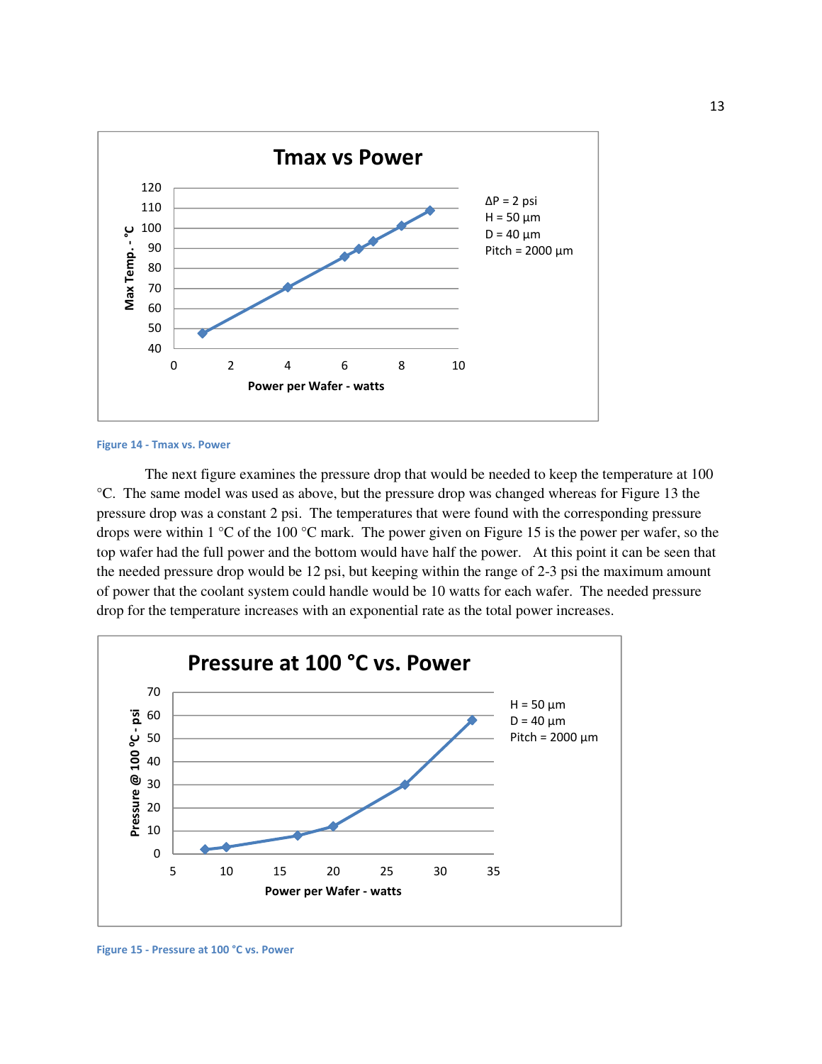Figure 14 - Tmax vs. Power

The next figure examines the pressure drop that would be needed to keep the temperature at 100 °C. The same model was used as above, but the pressure drop was changed whereas for Figure 13 the pressure drop was a constant 2 psi. The temperatures that were found with the corresponding pressure drops were within 1 °C of the 100 °C mark. The power given on Figure 15 is the power per wafer, so the top wafer had the full power and the bottom would have half the power. At this point it can be seen that the needed pressure drop would be 12 psi, but keeping within the range of 2-3 psi the maximum amount of power that the coolant system could handle would be 10 watts for each wafer. The needed pressure drop for the temperature increases with an exponential rate as the total power increases.

Figure 15 - Pressure at 100 °C vs. Power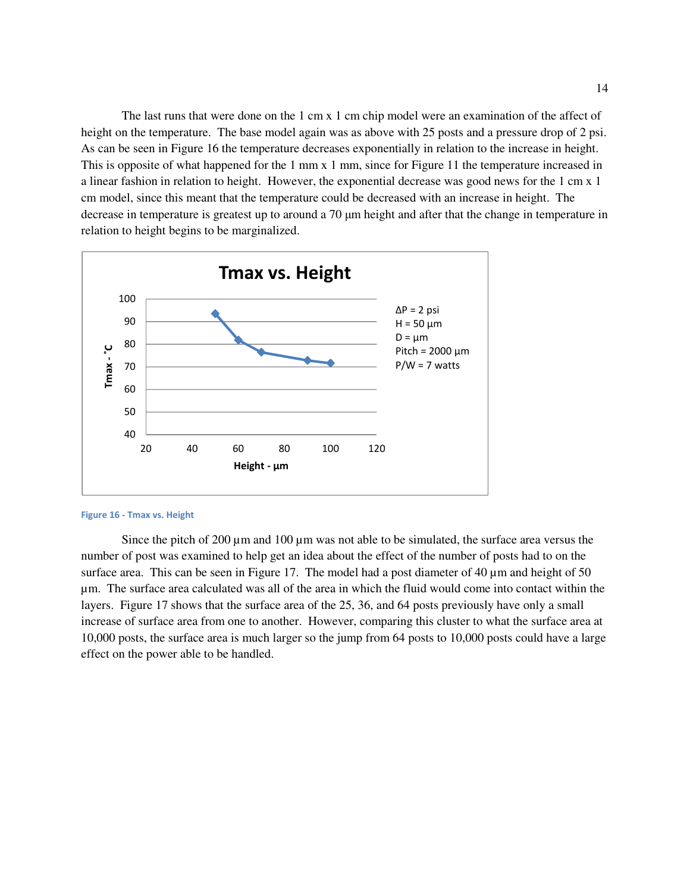The last runs that were done on the 1 cm x 1 cm chip model were an examination of the affect of height on the temperature. The base model again was as above with 25 posts and a pressure drop of 2 psi. As can be seen in Figure 16 the temperature decreases exponentially in relation to the increase in height. This is opposite of what happened for the 1 mm x 1 mm, since for Figure 11 the temperature increased in a linear fashion in relation to height. However, the exponential decrease was good news for the 1 cm x 1 cm model, since this meant that the temperature could be decreased with an increase in height. The decrease in temperature is greatest up to around a 70 µm height and after that the change in temperature in relation to height begins to be marginalized.

Figure 16 - Tmax vs. Height

Since the pitch of 200 µm and 100 µm was not able to be simulated, the surface area versus the number of post was examined to help get an idea about the effect of the number of posts had to on the surface area. This can be seen in Figure 17. The model had a post diameter of 40 µm and height of 50 µm. The surface area calculated was all of the area in which the fluid would come into contact within the layers. Figure 17 shows that the surface area of the 25, 36, and 64 posts previously have only a small increase of surface area from one to another. However, comparing this cluster to what the surface area at 10,000 posts, the surface area is much larger so the jump from 64 posts to 10,000 posts could have a large effect on the power able to be handled.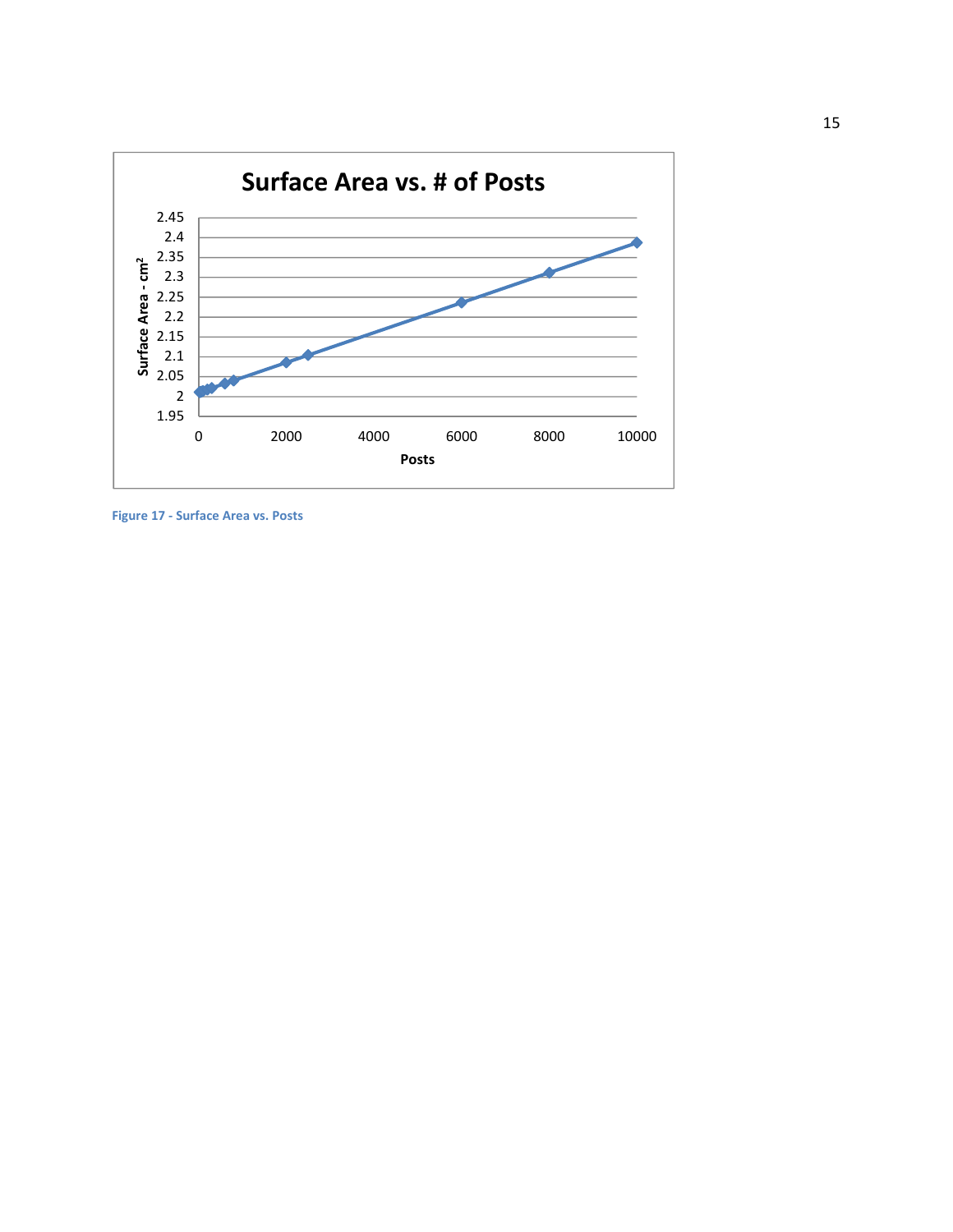Figure 17 - Surface Area vs. Posts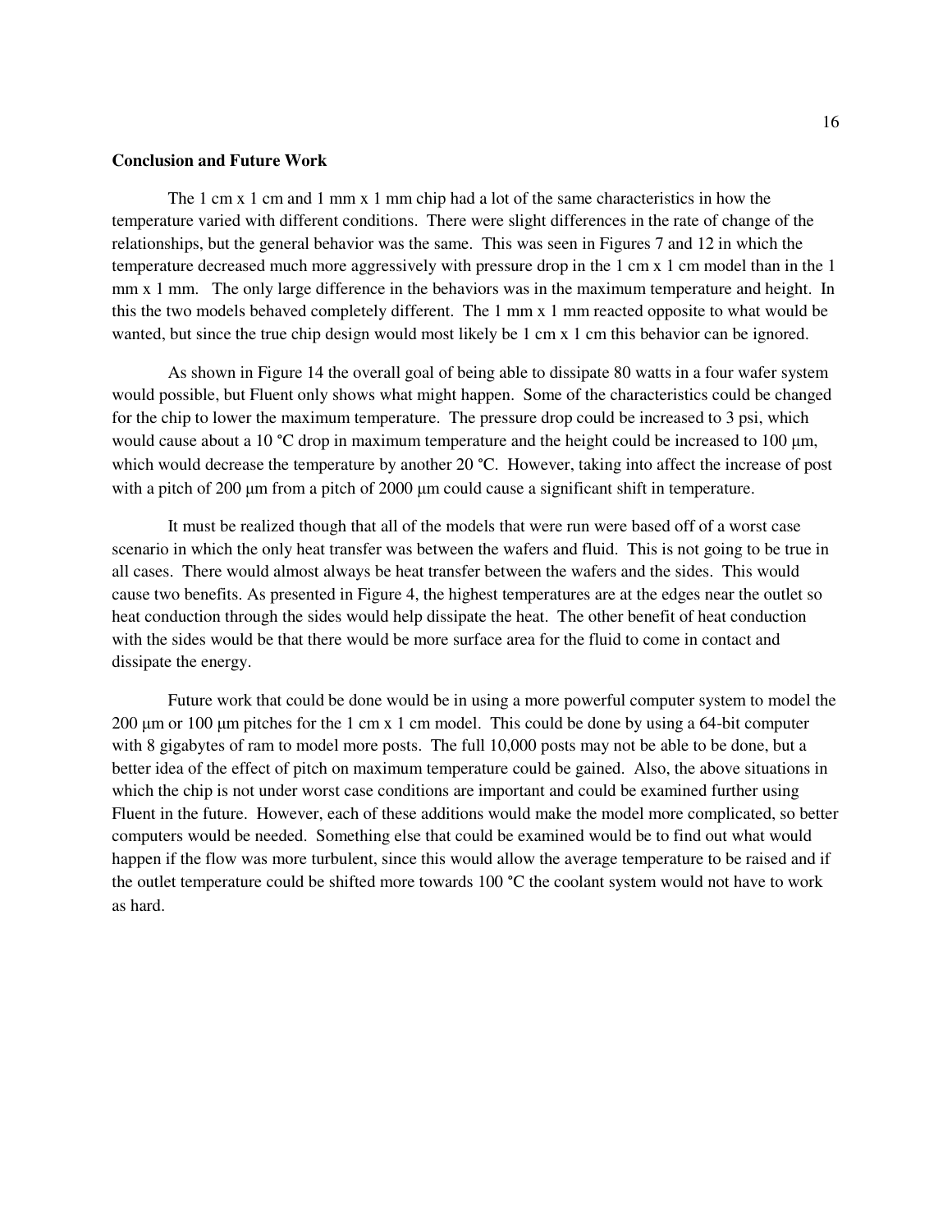**Conclusion and Future Work**

The 1 cm x 1 cm and 1 mm x 1 mm chip had a lot of the same characteristics in how the temperature varied with different conditions. There were slight differences in the rate of change of the relationships, but the general behavior was the same. This was seen in Figures 7 and 12 in which the temperature decreased much more aggressively with pressure drop in the 1 cm x 1 cm model than in the 1 mm x 1 mm. The only large difference in the behaviors was in the maximum temperature and height. In this the two models behaved completely different. The 1 mm x 1 mm reacted opposite to what would be wanted, but since the true chip design would most likely be 1 cm x 1 cm this behavior can be ignored.

As shown in Figure 14 the overall goal of being able to dissipate 80 watts in a four wafer system would possible, but Fluent only shows what might happen. Some of the characteristics could be changed for the chip to lower the maximum temperature. The pressure drop could be increased to 3 psi, which would cause about a 10 °C drop in maximum temperature and the height could be increased to 100 μm, which would decrease the temperature by another 20 °C. However, taking into affect the increase of post with a pitch of 200 μm from a pitch of 2000 μm could cause a significant shift in temperature.

It must be realized though that all of the models that were run were based off of a worst case scenario in which the only heat transfer was between the wafers and fluid. This is not going to be true in all cases. There would almost always be heat transfer between the wafers and the sides. This would cause two benefits. As presented in Figure 4, the highest temperatures are at the edges near the outlet so heat conduction through the sides would help dissipate the heat. The other benefit of heat conduction with the sides would be that there would be more surface area for the fluid to come in contact and dissipate the energy.

Future work that could be done would be in using a more powerful computer system to model the 200 μm or 100 μm pitches for the 1 cm x 1 cm model. This could be done by using a 64-bit computer with 8 gigabytes of ram to model more posts. The full 10,000 posts may not be able to be done, but a better idea of the effect of pitch on maximum temperature could be gained. Also, the above situations in which the chip is not under worst case conditions are important and could be examined further using Fluent in the future. However, each of these additions would make the model more complicated, so better computers would be needed. Something else that could be examined would be to find out what would happen if the flow was more turbulent, since this would allow the average temperature to be raised and if the outlet temperature could be shifted more towards 100 °C the coolant system would not have to work as hard.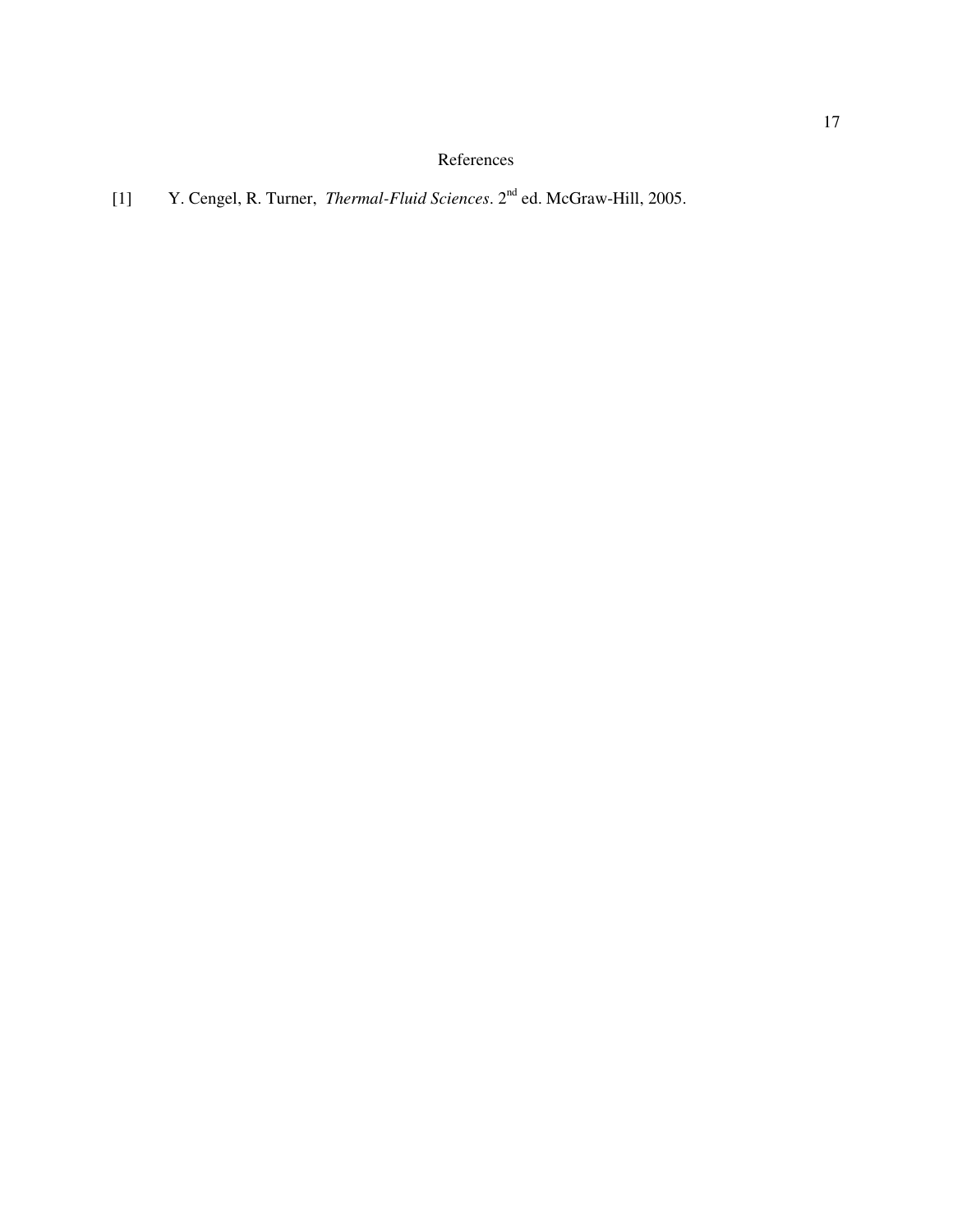# References

[1] Y. Cengel, R. Turner, *Thermal-Fluid Sciences*. 2nd ed. McGraw-Hill, 2005.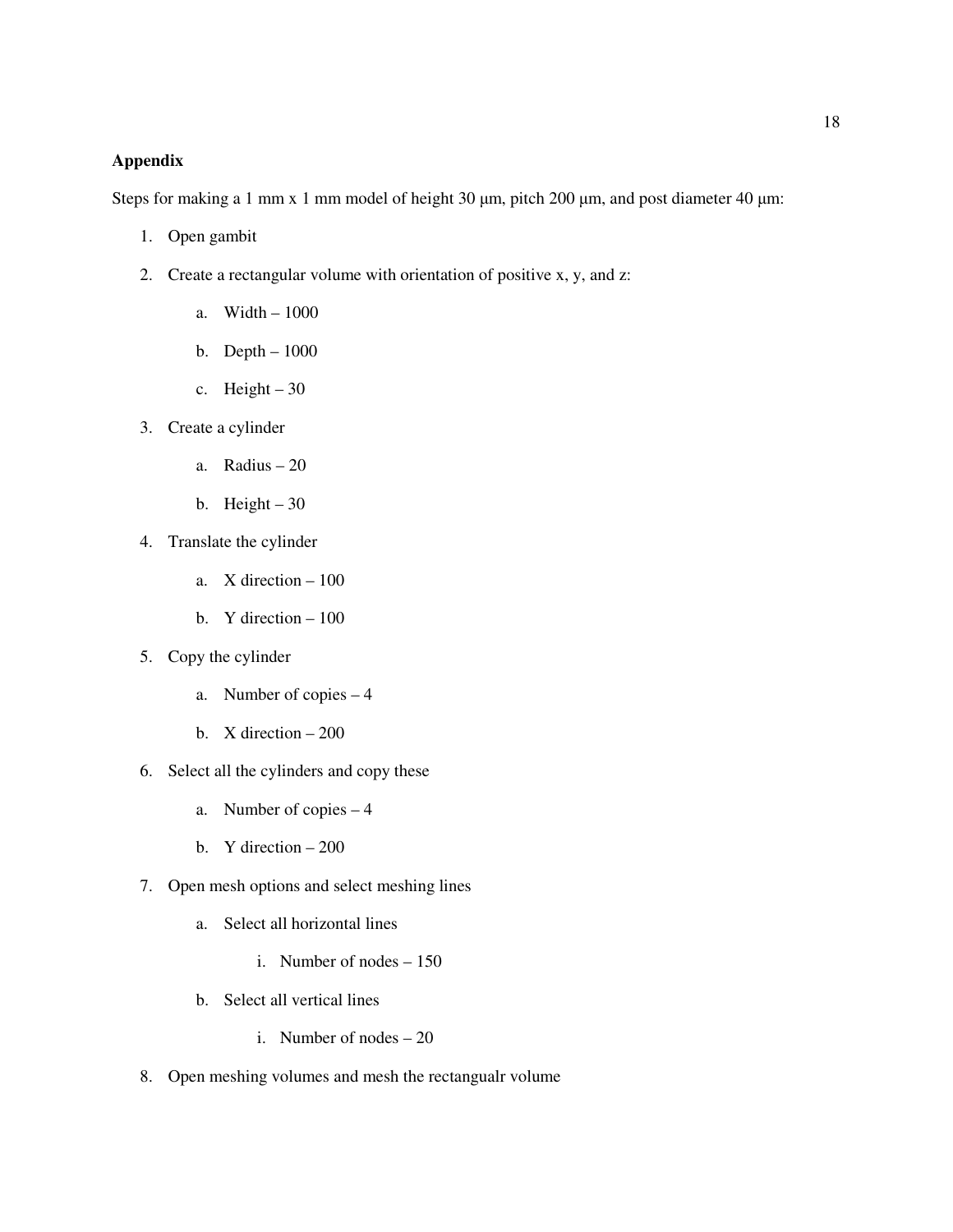**Appendix**

Steps for making a 1 mm x 1 mm model of height 30 µm, pitch 200 µm, and post diameter 40 µm:

1. Open gambit
2. Create a rectangular volume with orientation of positive x, y, and z:
   a. Width – 1000
   b. Depth – 1000
   c. Height – 30
3. Create a cylinder
   a. Radius – 20
   b. Height – 30
4. Translate the cylinder
   a. X direction – 100
   b. Y direction – 100
5. Copy the cylinder
   a. Number of copies – 4
   b. X direction – 200
6. Select all the cylinders and copy these
   a. Number of copies – 4
   b. Y direction – 200
7. Open mesh options and select meshing lines
   a. Select all horizontal lines
      i. Number of nodes – 150
   b. Select all vertical lines
      i. Number of nodes – 20
8. Open meshing volumes and mesh the rectangualr volume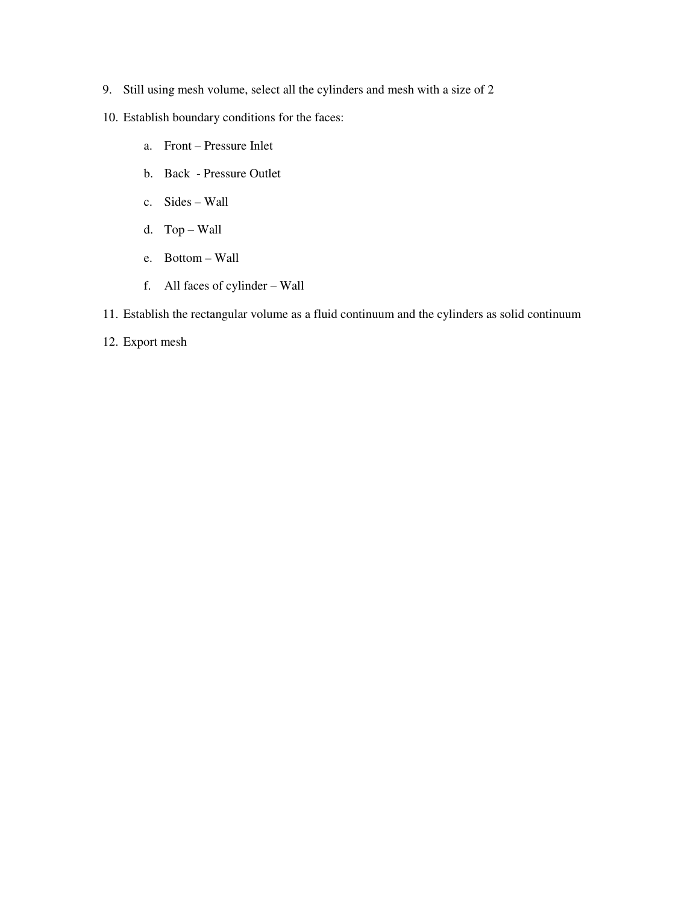9. Still using mesh volume, select all the cylinders and mesh with a size of 2
10. Establish boundary conditions for the faces:
    a. Front – Pressure Inlet
    b. Back - Pressure Outlet
    c. Sides – Wall
    d. Top – Wall
    e. Bottom – Wall
    f. All faces of cylinder – Wall
11. Establish the rectangular volume as a fluid continuum and the cylinders as solid continuum
12. Export mesh